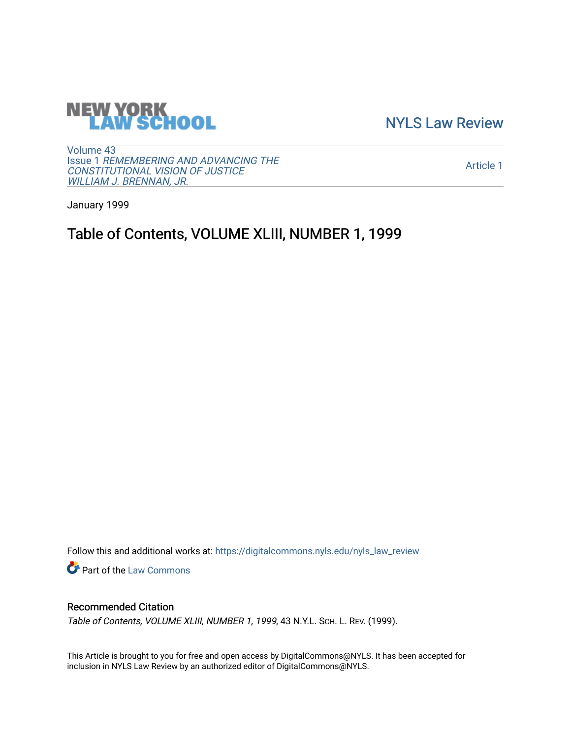NEW YORK LAW SCHOOL

NYLS Law Review

Volume 43
Issue 1 *REMEMBERING AND ADVANCING THE CONSTITUTIONAL VISION OF JUSTICE WILLIAM J. BRENNAN, JR.*

Article 1

January 1999

# Table of Contents, VOLUME XLIII, NUMBER 1, 1999

Follow this and additional works at: https://digitalcommons.nyls.edu/nyls_law_review

Part of the Law Commons

## Recommended Citation

*Table of Contents, VOLUME XLIII, NUMBER 1, 1999*, 43 N.Y.L. SCH. L. REV. (1999).

This Article is brought to you for free and open access by DigitalCommons@NYLS. It has been accepted for inclusion in NYLS Law Review by an authorized editor of DigitalCommons@NYLS.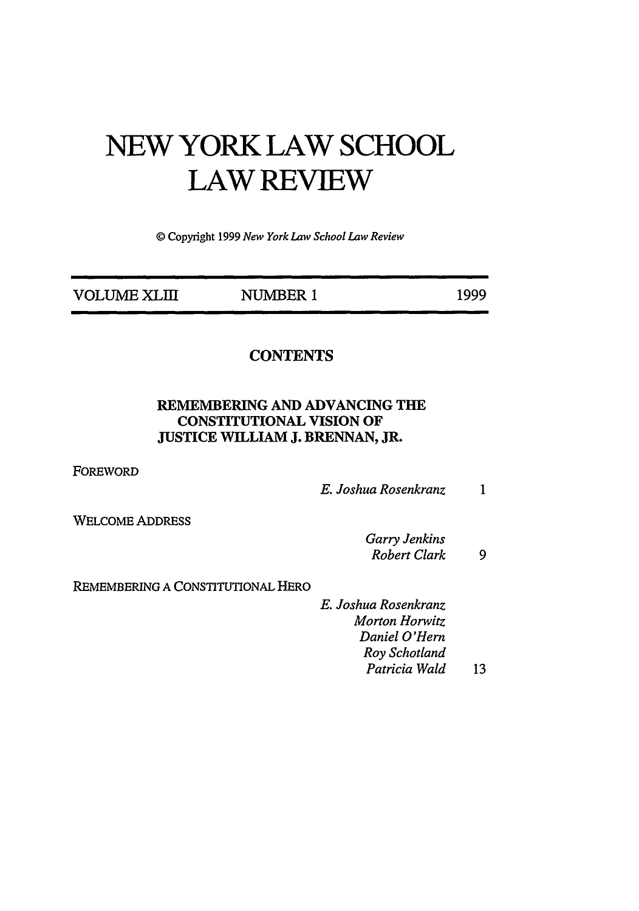# NEW YORK LAW SCHOOL LAW REVIEW

© Copyright 1999 *New York Law School Law Review*

| VOLUME XLIII | NUMBER 1 | 1999 |
|---|---|---|

## CONTENTS

### REMEMBERING AND ADVANCING THE CONSTITUTIONAL VISION OF JUSTICE WILLIAM J. BRENNAN, JR.

FOREWORD

*E. Joshua Rosenkranz* 1

WELCOME ADDRESS

*Garry Jenkins*
*Robert Clark* 9

REMEMBERING A CONSTITUTIONAL HERO

*E. Joshua Rosenkranz*
*Morton Horwitz*
*Daniel O'Hern*
*Roy Schotland*
*Patricia Wald* 13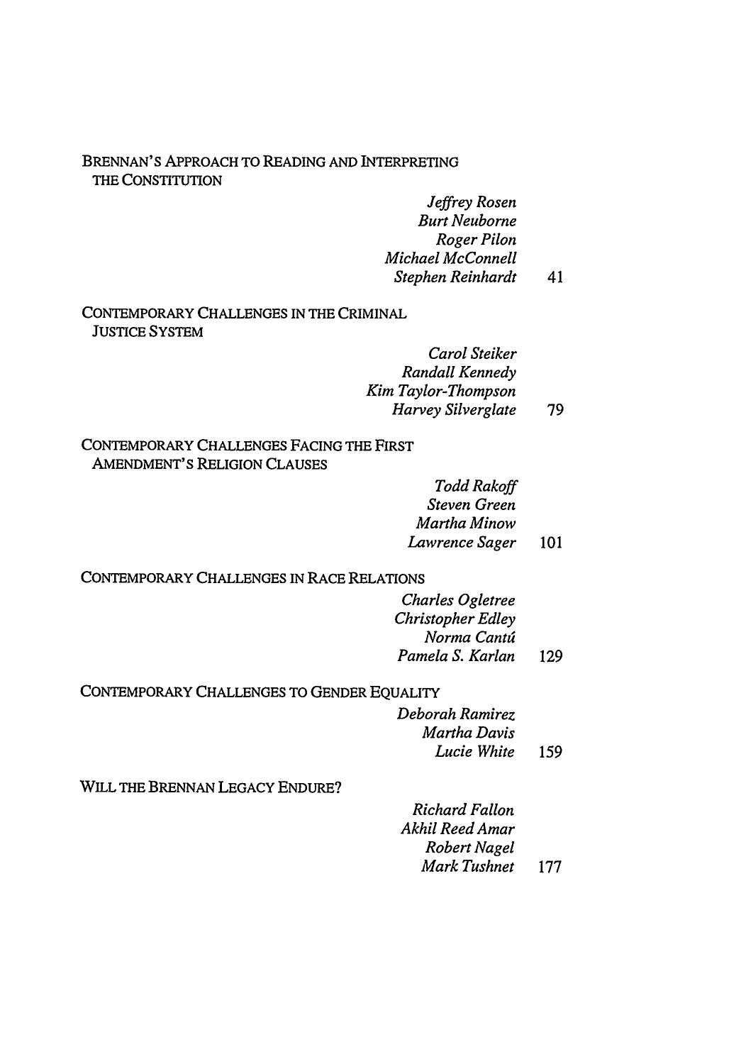BRENNAN'S APPROACH TO READING AND INTERPRETING THE CONSTITUTION

*Jeffrey Rosen*
*Burt Neuborne*
*Roger Pilon*
*Michael McConnell*
*Stephen Reinhardt* 41

CONTEMPORARY CHALLENGES IN THE CRIMINAL JUSTICE SYSTEM

*Carol Steiker*
*Randall Kennedy*
*Kim Taylor-Thompson*
*Harvey Silverglate* 79

CONTEMPORARY CHALLENGES FACING THE FIRST AMENDMENT'S RELIGION CLAUSES

*Todd Rakoff*
*Steven Green*
*Martha Minow*
*Lawrence Sager* 101

CONTEMPORARY CHALLENGES IN RACE RELATIONS

*Charles Ogletree*
*Christopher Edley*
*Norma Cantú*
*Pamela S. Karlan* 129

CONTEMPORARY CHALLENGES TO GENDER EQUALITY

*Deborah Ramirez*
*Martha Davis*
*Lucie White* 159

WILL THE BRENNAN LEGACY ENDURE?

*Richard Fallon*
*Akhil Reed Amar*
*Robert Nagel*
*Mark Tushnet* 177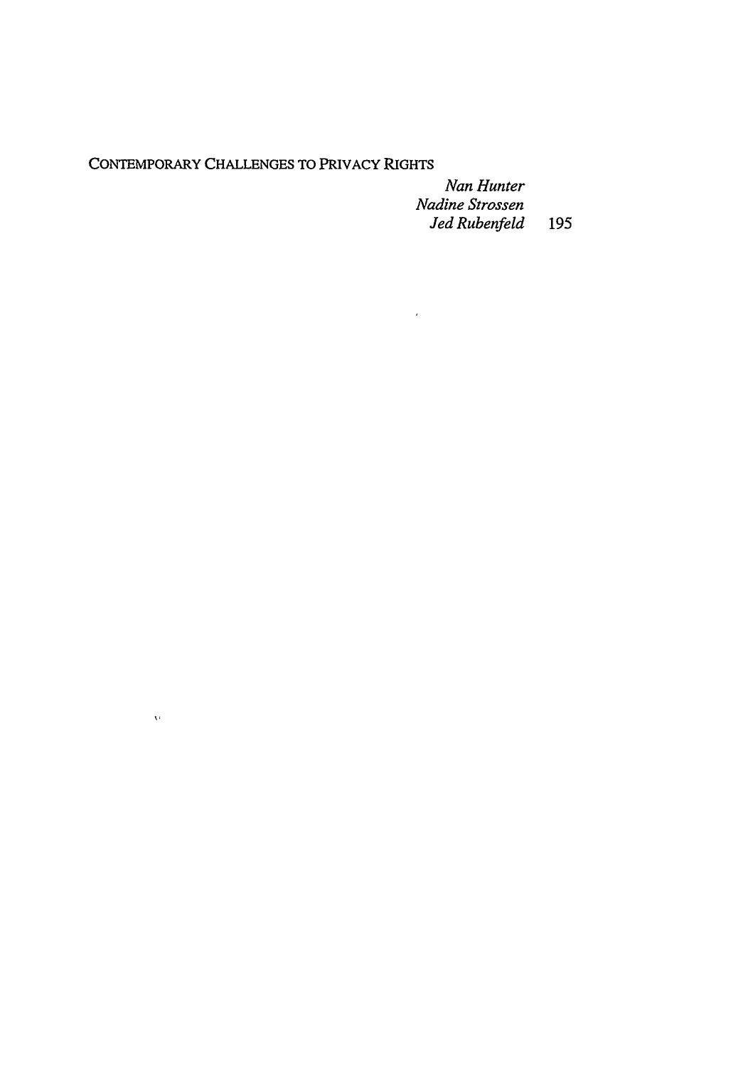CONTEMPORARY CHALLENGES TO PRIVACY RIGHTS

*Nan Hunter*
*Nadine Strossen*
*Jed Rubenfeld* 195